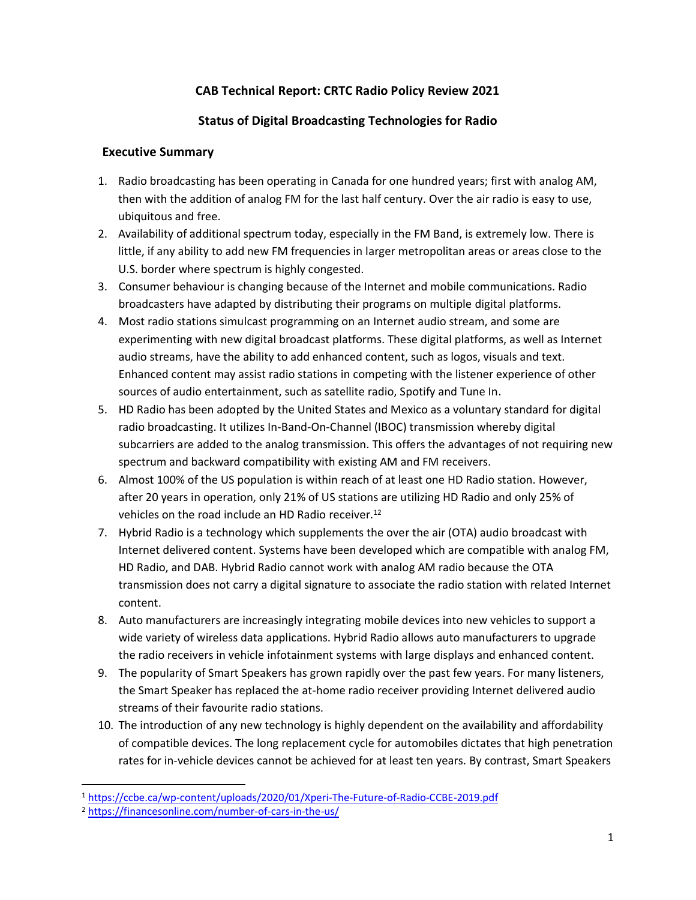# CAB Technical Report: CRTC Radio Policy Review 2021

## Status of Digital Broadcasting Technologies for Radio

### Executive Summary

1. Radio broadcasting has been operating in Canada for one hundred years; first with analog AM, then with the addition of analog FM for the last half century. Over the air radio is easy to use, ubiquitous and free.
2. Availability of additional spectrum today, especially in the FM Band, is extremely low. There is little, if any ability to add new FM frequencies in larger metropolitan areas or areas close to the U.S. border where spectrum is highly congested.
3. Consumer behaviour is changing because of the Internet and mobile communications. Radio broadcasters have adapted by distributing their programs on multiple digital platforms.
4. Most radio stations simulcast programming on an Internet audio stream, and some are experimenting with new digital broadcast platforms. These digital platforms, as well as Internet audio streams, have the ability to add enhanced content, such as logos, visuals and text. Enhanced content may assist radio stations in competing with the listener experience of other sources of audio entertainment, such as satellite radio, Spotify and Tune In.
5. HD Radio has been adopted by the United States and Mexico as a voluntary standard for digital radio broadcasting. It utilizes In-Band-On-Channel (IBOC) transmission whereby digital subcarriers are added to the analog transmission. This offers the advantages of not requiring new spectrum and backward compatibility with existing AM and FM receivers.
6. Almost 100% of the US population is within reach of at least one HD Radio station. However, after 20 years in operation, only 21% of US stations are utilizing HD Radio and only 25% of vehicles on the road include an HD Radio receiver.[1,2]
7. Hybrid Radio is a technology which supplements the over the air (OTA) audio broadcast with Internet delivered content. Systems have been developed which are compatible with analog FM, HD Radio, and DAB. Hybrid Radio cannot work with analog AM radio because the OTA transmission does not carry a digital signature to associate the radio station with related Internet content.
8. Auto manufacturers are increasingly integrating mobile devices into new vehicles to support a wide variety of wireless data applications. Hybrid Radio allows auto manufacturers to upgrade the radio receivers in vehicle infotainment systems with large displays and enhanced content.
9. The popularity of Smart Speakers has grown rapidly over the past few years. For many listeners, the Smart Speaker has replaced the at-home radio receiver providing Internet delivered audio streams of their favourite radio stations.
10. The introduction of any new technology is highly dependent on the availability and affordability of compatible devices. The long replacement cycle for automobiles dictates that high penetration rates for in-vehicle devices cannot be achieved for at least ten years. By contrast, Smart Speakers

---

[1] https://ccbe.ca/wp-content/uploads/2020/01/Xperi-The-Future-of-Radio-CCBE-2019.pdf

[2] https://financesonline.com/number-of-cars-in-the-us/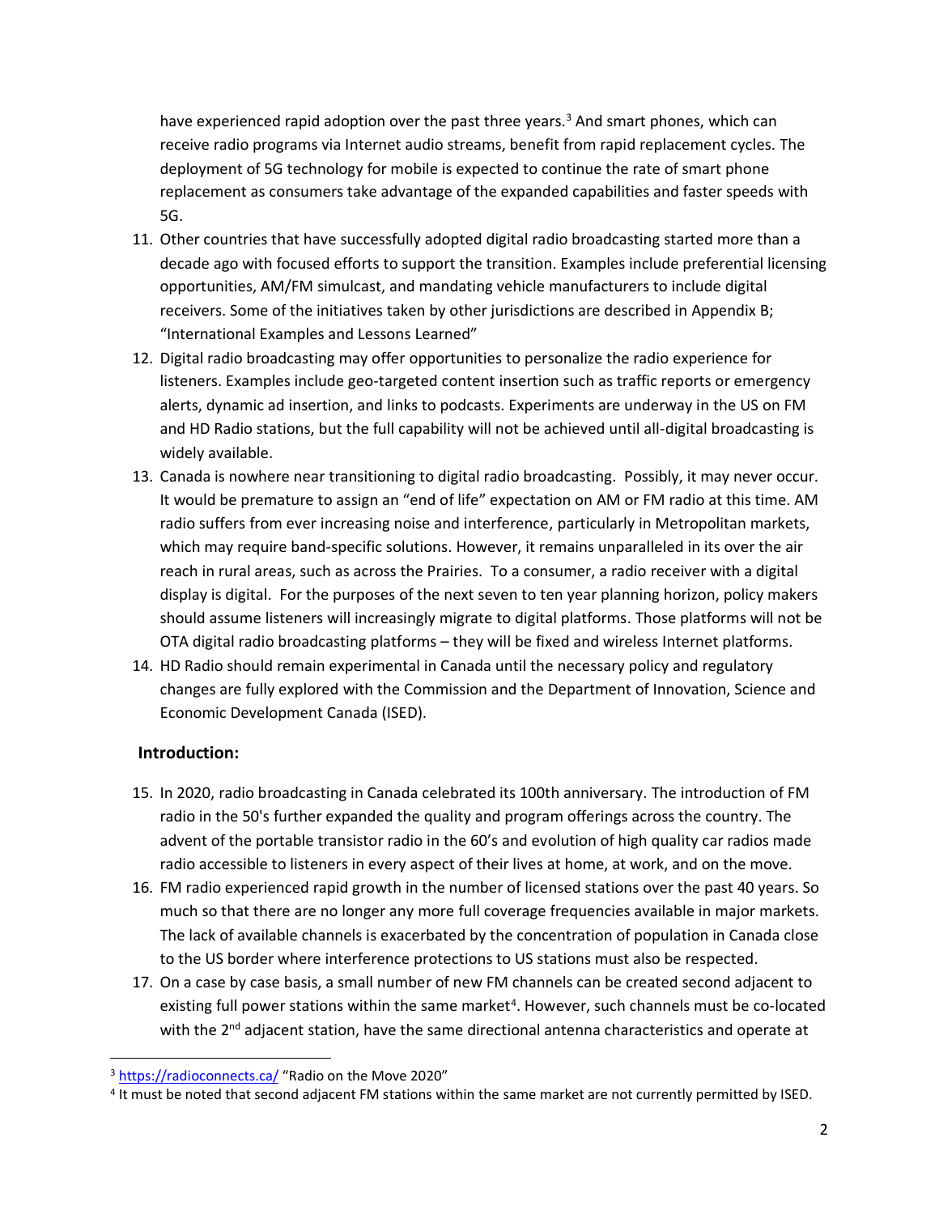have experienced rapid adoption over the past three years.[3] And smart phones, which can receive radio programs via Internet audio streams, benefit from rapid replacement cycles. The deployment of 5G technology for mobile is expected to continue the rate of smart phone replacement as consumers take advantage of the expanded capabilities and faster speeds with 5G.

11. Other countries that have successfully adopted digital radio broadcasting started more than a decade ago with focused efforts to support the transition. Examples include preferential licensing opportunities, AM/FM simulcast, and mandating vehicle manufacturers to include digital receivers. Some of the initiatives taken by other jurisdictions are described in Appendix B; "International Examples and Lessons Learned"
12. Digital radio broadcasting may offer opportunities to personalize the radio experience for listeners. Examples include geo-targeted content insertion such as traffic reports or emergency alerts, dynamic ad insertion, and links to podcasts. Experiments are underway in the US on FM and HD Radio stations, but the full capability will not be achieved until all-digital broadcasting is widely available.
13. Canada is nowhere near transitioning to digital radio broadcasting. Possibly, it may never occur. It would be premature to assign an "end of life" expectation on AM or FM radio at this time. AM radio suffers from ever increasing noise and interference, particularly in Metropolitan markets, which may require band-specific solutions. However, it remains unparalleled in its over the air reach in rural areas, such as across the Prairies. To a consumer, a radio receiver with a digital display is digital. For the purposes of the next seven to ten year planning horizon, policy makers should assume listeners will increasingly migrate to digital platforms. Those platforms will not be OTA digital radio broadcasting platforms – they will be fixed and wireless Internet platforms.
14. HD Radio should remain experimental in Canada until the necessary policy and regulatory changes are fully explored with the Commission and the Department of Innovation, Science and Economic Development Canada (ISED).

## Introduction:

15. In 2020, radio broadcasting in Canada celebrated its 100th anniversary. The introduction of FM radio in the 50's further expanded the quality and program offerings across the country. The advent of the portable transistor radio in the 60's and evolution of high quality car radios made radio accessible to listeners in every aspect of their lives at home, at work, and on the move.
16. FM radio experienced rapid growth in the number of licensed stations over the past 40 years. So much so that there are no longer any more full coverage frequencies available in major markets. The lack of available channels is exacerbated by the concentration of population in Canada close to the US border where interference protections to US stations must also be respected.
17. On a case by case basis, a small number of new FM channels can be created second adjacent to existing full power stations within the same market[4]. However, such channels must be co-located with the 2nd adjacent station, have the same directional antenna characteristics and operate at

---

[3] https://radioconnects.ca/ "Radio on the Move 2020"

[4] It must be noted that second adjacent FM stations within the same market are not currently permitted by ISED.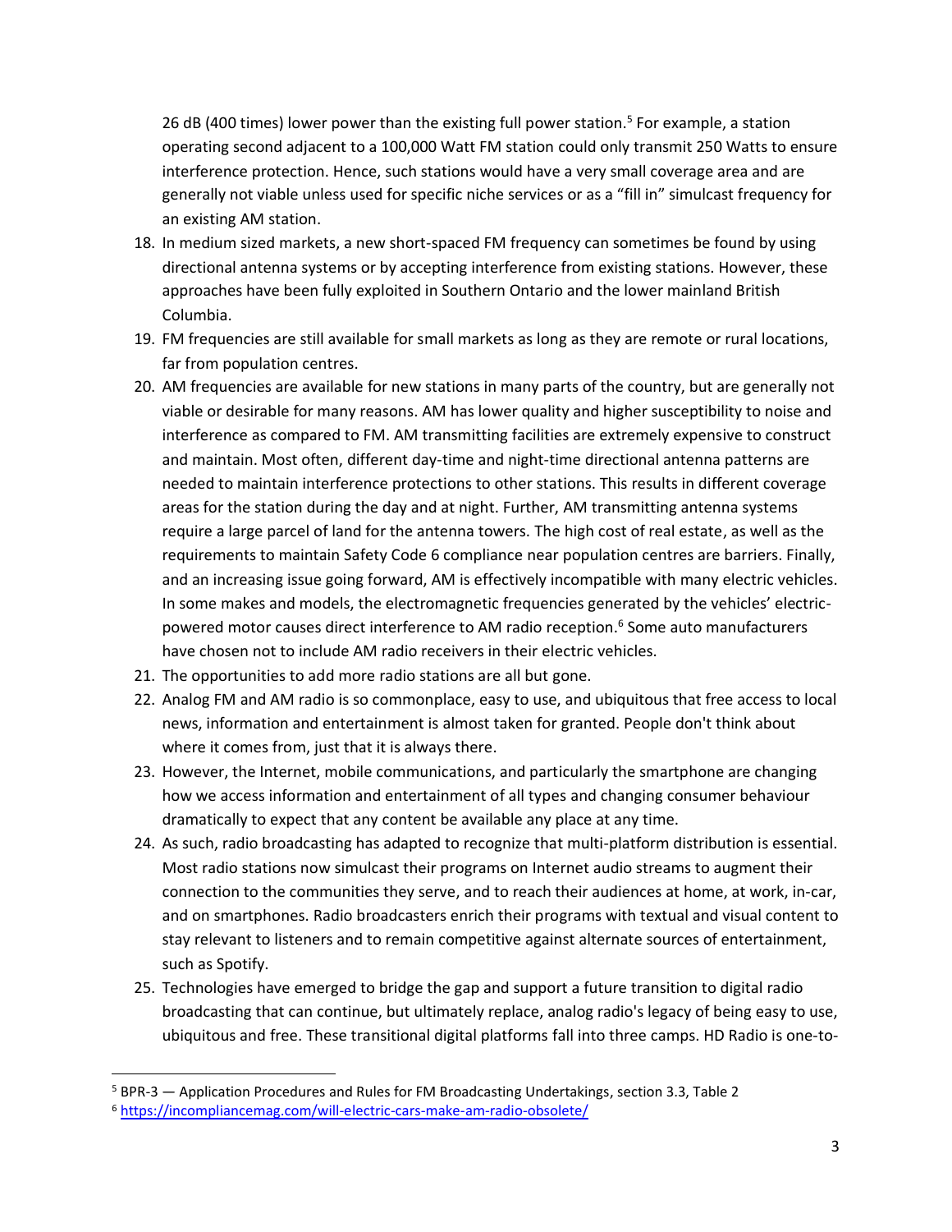26 dB (400 times) lower power than the existing full power station.[5] For example, a station operating second adjacent to a 100,000 Watt FM station could only transmit 250 Watts to ensure interference protection. Hence, such stations would have a very small coverage area and are generally not viable unless used for specific niche services or as a "fill in" simulcast frequency for an existing AM station.

18. In medium sized markets, a new short-spaced FM frequency can sometimes be found by using directional antenna systems or by accepting interference from existing stations. However, these approaches have been fully exploited in Southern Ontario and the lower mainland British Columbia.
19. FM frequencies are still available for small markets as long as they are remote or rural locations, far from population centres.
20. AM frequencies are available for new stations in many parts of the country, but are generally not viable or desirable for many reasons. AM has lower quality and higher susceptibility to noise and interference as compared to FM. AM transmitting facilities are extremely expensive to construct and maintain. Most often, different day-time and night-time directional antenna patterns are needed to maintain interference protections to other stations. This results in different coverage areas for the station during the day and at night. Further, AM transmitting antenna systems require a large parcel of land for the antenna towers. The high cost of real estate, as well as the requirements to maintain Safety Code 6 compliance near population centres are barriers. Finally, and an increasing issue going forward, AM is effectively incompatible with many electric vehicles. In some makes and models, the electromagnetic frequencies generated by the vehicles' electric-powered motor causes direct interference to AM radio reception.[6] Some auto manufacturers have chosen not to include AM radio receivers in their electric vehicles.
21. The opportunities to add more radio stations are all but gone.
22. Analog FM and AM radio is so commonplace, easy to use, and ubiquitous that free access to local news, information and entertainment is almost taken for granted. People don't think about where it comes from, just that it is always there.
23. However, the Internet, mobile communications, and particularly the smartphone are changing how we access information and entertainment of all types and changing consumer behaviour dramatically to expect that any content be available any place at any time.
24. As such, radio broadcasting has adapted to recognize that multi-platform distribution is essential. Most radio stations now simulcast their programs on Internet audio streams to augment their connection to the communities they serve, and to reach their audiences at home, at work, in-car, and on smartphones. Radio broadcasters enrich their programs with textual and visual content to stay relevant to listeners and to remain competitive against alternate sources of entertainment, such as Spotify.
25. Technologies have emerged to bridge the gap and support a future transition to digital radio broadcasting that can continue, but ultimately replace, analog radio's legacy of being easy to use, ubiquitous and free. These transitional digital platforms fall into three camps. HD Radio is one-to-

---

[5] BPR-3 — Application Procedures and Rules for FM Broadcasting Undertakings, section 3.3, Table 2

[6] https://incompliancemag.com/will-electric-cars-make-am-radio-obsolete/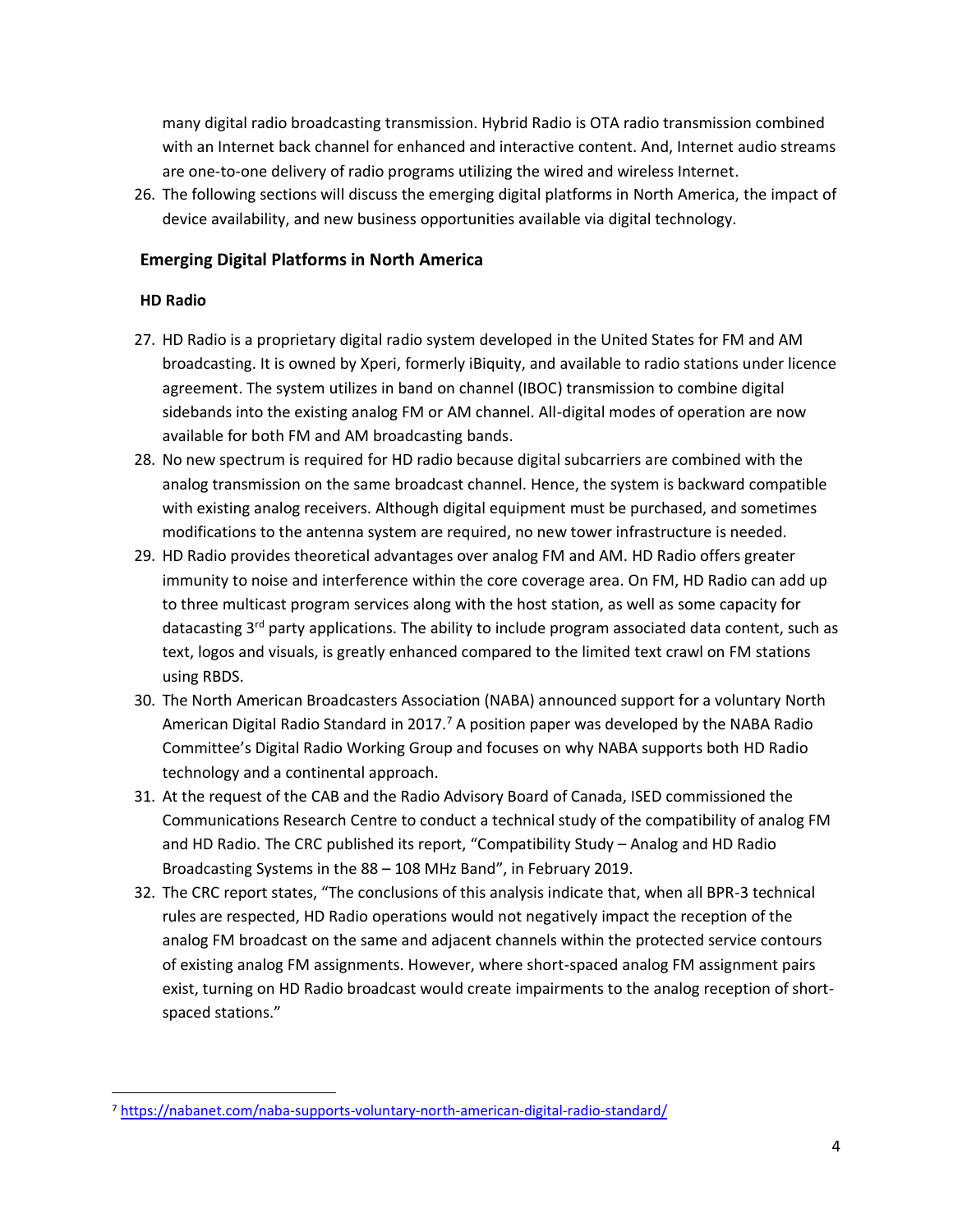many digital radio broadcasting transmission. Hybrid Radio is OTA radio transmission combined with an Internet back channel for enhanced and interactive content. And, Internet audio streams are one-to-one delivery of radio programs utilizing the wired and wireless Internet.

26. The following sections will discuss the emerging digital platforms in North America, the impact of device availability, and new business opportunities available via digital technology.

## Emerging Digital Platforms in North America

### HD Radio

27. HD Radio is a proprietary digital radio system developed in the United States for FM and AM broadcasting. It is owned by Xperi, formerly iBiquity, and available to radio stations under licence agreement. The system utilizes in band on channel (IBOC) transmission to combine digital sidebands into the existing analog FM or AM channel. All-digital modes of operation are now available for both FM and AM broadcasting bands.
28. No new spectrum is required for HD radio because digital subcarriers are combined with the analog transmission on the same broadcast channel. Hence, the system is backward compatible with existing analog receivers. Although digital equipment must be purchased, and sometimes modifications to the antenna system are required, no new tower infrastructure is needed.
29. HD Radio provides theoretical advantages over analog FM and AM. HD Radio offers greater immunity to noise and interference within the core coverage area. On FM, HD Radio can add up to three multicast program services along with the host station, as well as some capacity for datacasting 3rd party applications. The ability to include program associated data content, such as text, logos and visuals, is greatly enhanced compared to the limited text crawl on FM stations using RBDS.
30. The North American Broadcasters Association (NABA) announced support for a voluntary North American Digital Radio Standard in 2017.[7] A position paper was developed by the NABA Radio Committee's Digital Radio Working Group and focuses on why NABA supports both HD Radio technology and a continental approach.
31. At the request of the CAB and the Radio Advisory Board of Canada, ISED commissioned the Communications Research Centre to conduct a technical study of the compatibility of analog FM and HD Radio. The CRC published its report, "Compatibility Study – Analog and HD Radio Broadcasting Systems in the 88 – 108 MHz Band", in February 2019.
32. The CRC report states, "The conclusions of this analysis indicate that, when all BPR-3 technical rules are respected, HD Radio operations would not negatively impact the reception of the analog FM broadcast on the same and adjacent channels within the protected service contours of existing analog FM assignments. However, where short-spaced analog FM assignment pairs exist, turning on HD Radio broadcast would create impairments to the analog reception of short-spaced stations."

---

[7] https://nabanet.com/naba-supports-voluntary-north-american-digital-radio-standard/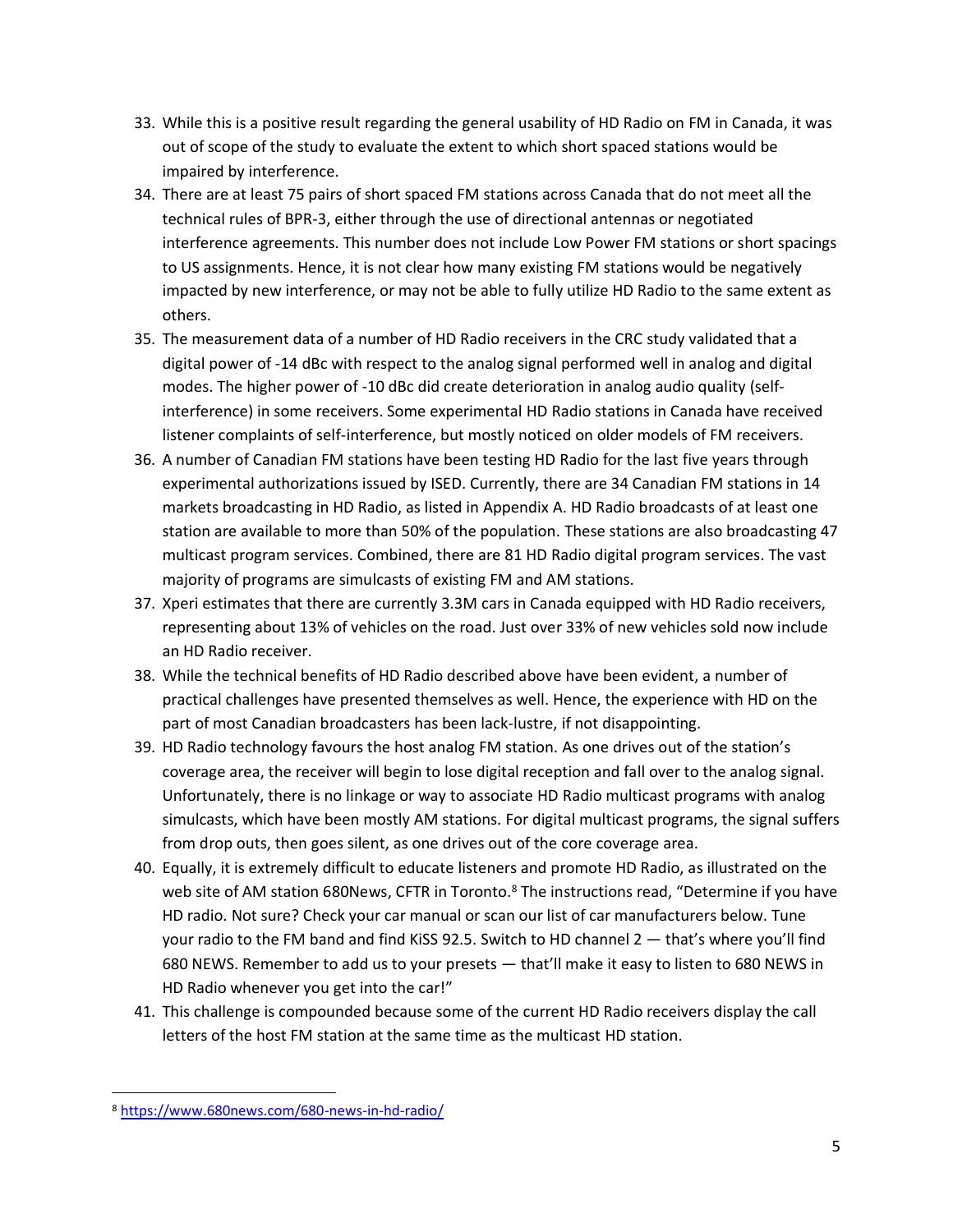33. While this is a positive result regarding the general usability of HD Radio on FM in Canada, it was out of scope of the study to evaluate the extent to which short spaced stations would be impaired by interference.
34. There are at least 75 pairs of short spaced FM stations across Canada that do not meet all the technical rules of BPR-3, either through the use of directional antennas or negotiated interference agreements. This number does not include Low Power FM stations or short spacings to US assignments. Hence, it is not clear how many existing FM stations would be negatively impacted by new interference, or may not be able to fully utilize HD Radio to the same extent as others.
35. The measurement data of a number of HD Radio receivers in the CRC study validated that a digital power of -14 dBc with respect to the analog signal performed well in analog and digital modes. The higher power of -10 dBc did create deterioration in analog audio quality (self-interference) in some receivers. Some experimental HD Radio stations in Canada have received listener complaints of self-interference, but mostly noticed on older models of FM receivers.
36. A number of Canadian FM stations have been testing HD Radio for the last five years through experimental authorizations issued by ISED. Currently, there are 34 Canadian FM stations in 14 markets broadcasting in HD Radio, as listed in Appendix A. HD Radio broadcasts of at least one station are available to more than 50% of the population. These stations are also broadcasting 47 multicast program services. Combined, there are 81 HD Radio digital program services. The vast majority of programs are simulcasts of existing FM and AM stations.
37. Xperi estimates that there are currently 3.3M cars in Canada equipped with HD Radio receivers, representing about 13% of vehicles on the road. Just over 33% of new vehicles sold now include an HD Radio receiver.
38. While the technical benefits of HD Radio described above have been evident, a number of practical challenges have presented themselves as well. Hence, the experience with HD on the part of most Canadian broadcasters has been lack-lustre, if not disappointing.
39. HD Radio technology favours the host analog FM station. As one drives out of the station's coverage area, the receiver will begin to lose digital reception and fall over to the analog signal. Unfortunately, there is no linkage or way to associate HD Radio multicast programs with analog simulcasts, which have been mostly AM stations. For digital multicast programs, the signal suffers from drop outs, then goes silent, as one drives out of the core coverage area.
40. Equally, it is extremely difficult to educate listeners and promote HD Radio, as illustrated on the web site of AM station 680News, CFTR in Toronto.[8] The instructions read, "Determine if you have HD radio. Not sure? Check your car manual or scan our list of car manufacturers below. Tune your radio to the FM band and find KiSS 92.5. Switch to HD channel 2 — that's where you'll find 680 NEWS. Remember to add us to your presets — that'll make it easy to listen to 680 NEWS in HD Radio whenever you get into the car!"
41. This challenge is compounded because some of the current HD Radio receivers display the call letters of the host FM station at the same time as the multicast HD station.

[8] https://www.680news.com/680-news-in-hd-radio/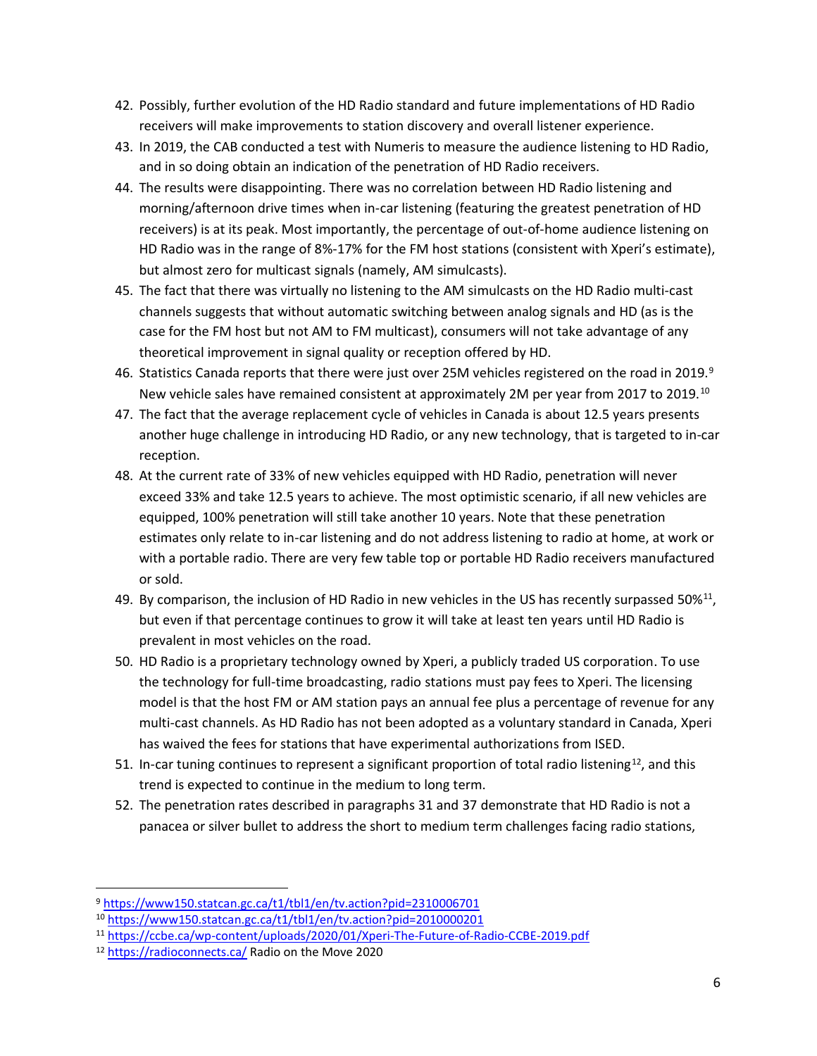42. Possibly, further evolution of the HD Radio standard and future implementations of HD Radio receivers will make improvements to station discovery and overall listener experience.
43. In 2019, the CAB conducted a test with Numeris to measure the audience listening to HD Radio, and in so doing obtain an indication of the penetration of HD Radio receivers.
44. The results were disappointing. There was no correlation between HD Radio listening and morning/afternoon drive times when in-car listening (featuring the greatest penetration of HD receivers) is at its peak. Most importantly, the percentage of out-of-home audience listening on HD Radio was in the range of 8%-17% for the FM host stations (consistent with Xperi's estimate), but almost zero for multicast signals (namely, AM simulcasts).
45. The fact that there was virtually no listening to the AM simulcasts on the HD Radio multi-cast channels suggests that without automatic switching between analog signals and HD (as is the case for the FM host but not AM to FM multicast), consumers will not take advantage of any theoretical improvement in signal quality or reception offered by HD.
46. Statistics Canada reports that there were just over 25M vehicles registered on the road in 2019.[9] New vehicle sales have remained consistent at approximately 2M per year from 2017 to 2019.[10]
47. The fact that the average replacement cycle of vehicles in Canada is about 12.5 years presents another huge challenge in introducing HD Radio, or any new technology, that is targeted to in-car reception.
48. At the current rate of 33% of new vehicles equipped with HD Radio, penetration will never exceed 33% and take 12.5 years to achieve. The most optimistic scenario, if all new vehicles are equipped, 100% penetration will still take another 10 years. Note that these penetration estimates only relate to in-car listening and do not address listening to radio at home, at work or with a portable radio. There are very few table top or portable HD Radio receivers manufactured or sold.
49. By comparison, the inclusion of HD Radio in new vehicles in the US has recently surpassed 50%[11], but even if that percentage continues to grow it will take at least ten years until HD Radio is prevalent in most vehicles on the road.
50. HD Radio is a proprietary technology owned by Xperi, a publicly traded US corporation. To use the technology for full-time broadcasting, radio stations must pay fees to Xperi. The licensing model is that the host FM or AM station pays an annual fee plus a percentage of revenue for any multi-cast channels. As HD Radio has not been adopted as a voluntary standard in Canada, Xperi has waived the fees for stations that have experimental authorizations from ISED.
51. In-car tuning continues to represent a significant proportion of total radio listening[12], and this trend is expected to continue in the medium to long term.
52. The penetration rates described in paragraphs 31 and 37 demonstrate that HD Radio is not a panacea or silver bullet to address the short to medium term challenges facing radio stations,

---

[9] https://www150.statcan.gc.ca/t1/tbl1/en/tv.action?pid=2310006701

[10] https://www150.statcan.gc.ca/t1/tbl1/en/tv.action?pid=2010000201

[11] https://ccbe.ca/wp-content/uploads/2020/01/Xperi-The-Future-of-Radio-CCBE-2019.pdf

[12] https://radioconnects.ca/ Radio on the Move 2020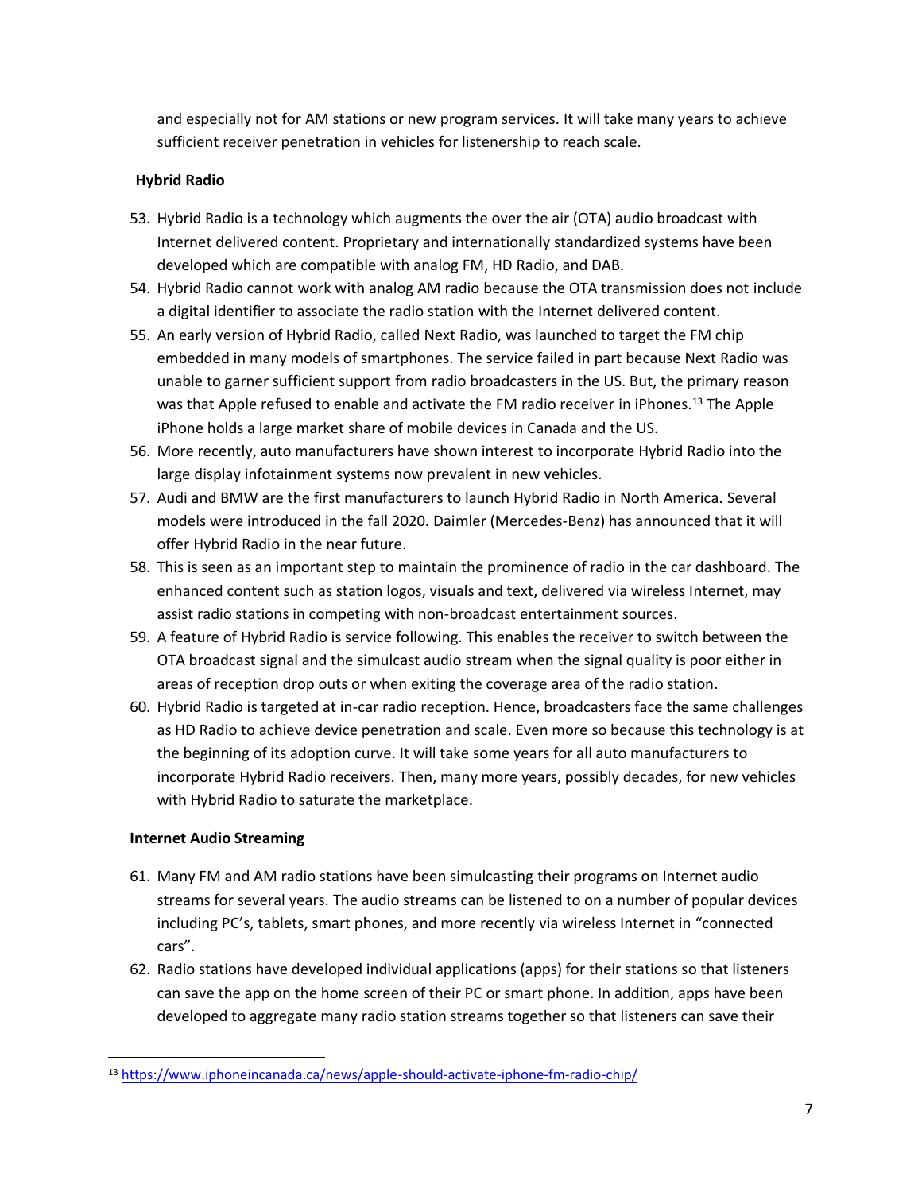and especially not for AM stations or new program services. It will take many years to achieve sufficient receiver penetration in vehicles for listenership to reach scale.

**Hybrid Radio**

53. Hybrid Radio is a technology which augments the over the air (OTA) audio broadcast with Internet delivered content. Proprietary and internationally standardized systems have been developed which are compatible with analog FM, HD Radio, and DAB.
54. Hybrid Radio cannot work with analog AM radio because the OTA transmission does not include a digital identifier to associate the radio station with the Internet delivered content.
55. An early version of Hybrid Radio, called Next Radio, was launched to target the FM chip embedded in many models of smartphones. The service failed in part because Next Radio was unable to garner sufficient support from radio broadcasters in the US. But, the primary reason was that Apple refused to enable and activate the FM radio receiver in iPhones.[13] The Apple iPhone holds a large market share of mobile devices in Canada and the US.
56. More recently, auto manufacturers have shown interest to incorporate Hybrid Radio into the large display infotainment systems now prevalent in new vehicles.
57. Audi and BMW are the first manufacturers to launch Hybrid Radio in North America. Several models were introduced in the fall 2020. Daimler (Mercedes-Benz) has announced that it will offer Hybrid Radio in the near future.
58. This is seen as an important step to maintain the prominence of radio in the car dashboard. The enhanced content such as station logos, visuals and text, delivered via wireless Internet, may assist radio stations in competing with non-broadcast entertainment sources.
59. A feature of Hybrid Radio is service following. This enables the receiver to switch between the OTA broadcast signal and the simulcast audio stream when the signal quality is poor either in areas of reception drop outs or when exiting the coverage area of the radio station.
60. Hybrid Radio is targeted at in-car radio reception. Hence, broadcasters face the same challenges as HD Radio to achieve device penetration and scale. Even more so because this technology is at the beginning of its adoption curve. It will take some years for all auto manufacturers to incorporate Hybrid Radio receivers. Then, many more years, possibly decades, for new vehicles with Hybrid Radio to saturate the marketplace.

**Internet Audio Streaming**

61. Many FM and AM radio stations have been simulcasting their programs on Internet audio streams for several years. The audio streams can be listened to on a number of popular devices including PC's, tablets, smart phones, and more recently via wireless Internet in "connected cars".
62. Radio stations have developed individual applications (apps) for their stations so that listeners can save the app on the home screen of their PC or smart phone. In addition, apps have been developed to aggregate many radio station streams together so that listeners can save their

---

[13] https://www.iphoneincanada.ca/news/apple-should-activate-iphone-fm-radio-chip/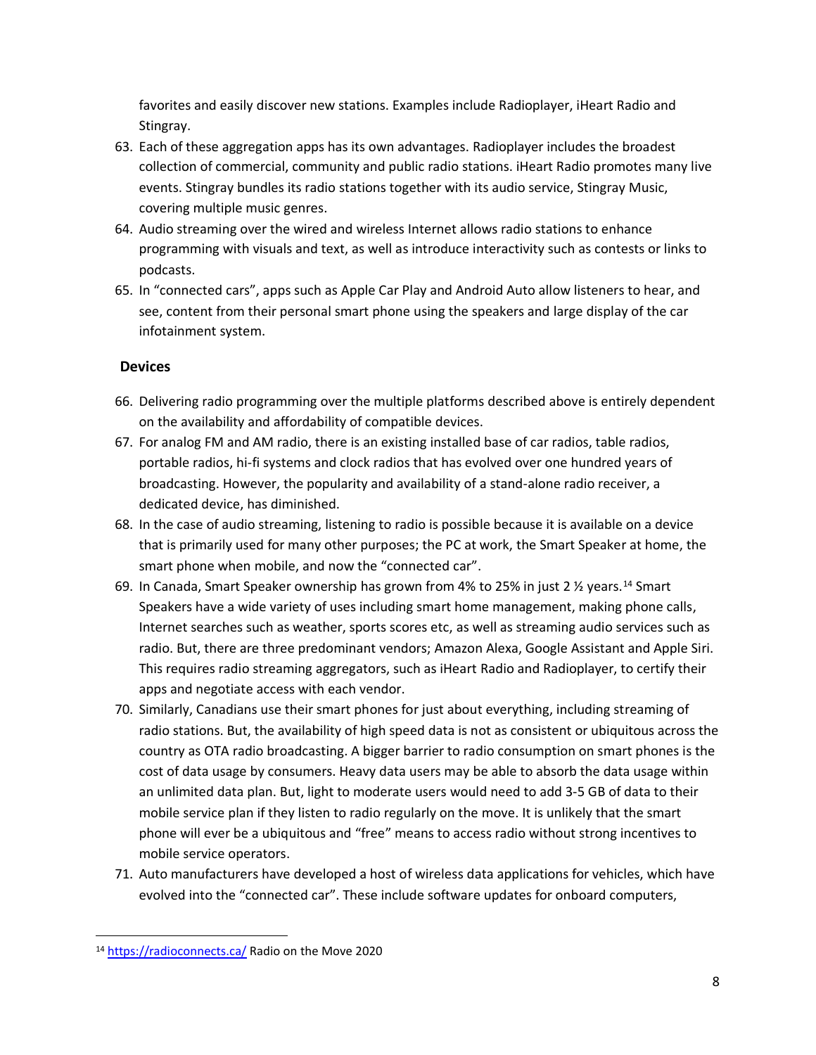favorites and easily discover new stations. Examples include Radioplayer, iHeart Radio and Stingray.

63. Each of these aggregation apps has its own advantages. Radioplayer includes the broadest collection of commercial, community and public radio stations. iHeart Radio promotes many live events. Stingray bundles its radio stations together with its audio service, Stingray Music, covering multiple music genres.
64. Audio streaming over the wired and wireless Internet allows radio stations to enhance programming with visuals and text, as well as introduce interactivity such as contests or links to podcasts.
65. In "connected cars", apps such as Apple Car Play and Android Auto allow listeners to hear, and see, content from their personal smart phone using the speakers and large display of the car infotainment system.

**Devices**

66. Delivering radio programming over the multiple platforms described above is entirely dependent on the availability and affordability of compatible devices.
67. For analog FM and AM radio, there is an existing installed base of car radios, table radios, portable radios, hi-fi systems and clock radios that has evolved over one hundred years of broadcasting. However, the popularity and availability of a stand-alone radio receiver, a dedicated device, has diminished.
68. In the case of audio streaming, listening to radio is possible because it is available on a device that is primarily used for many other purposes; the PC at work, the Smart Speaker at home, the smart phone when mobile, and now the "connected car".
69. In Canada, Smart Speaker ownership has grown from 4% to 25% in just 2 ½ years.[14] Smart Speakers have a wide variety of uses including smart home management, making phone calls, Internet searches such as weather, sports scores etc, as well as streaming audio services such as radio. But, there are three predominant vendors; Amazon Alexa, Google Assistant and Apple Siri. This requires radio streaming aggregators, such as iHeart Radio and Radioplayer, to certify their apps and negotiate access with each vendor.
70. Similarly, Canadians use their smart phones for just about everything, including streaming of radio stations. But, the availability of high speed data is not as consistent or ubiquitous across the country as OTA radio broadcasting. A bigger barrier to radio consumption on smart phones is the cost of data usage by consumers. Heavy data users may be able to absorb the data usage within an unlimited data plan. But, light to moderate users would need to add 3-5 GB of data to their mobile service plan if they listen to radio regularly on the move. It is unlikely that the smart phone will ever be a ubiquitous and "free" means to access radio without strong incentives to mobile service operators.
71. Auto manufacturers have developed a host of wireless data applications for vehicles, which have evolved into the "connected car". These include software updates for onboard computers,

---

[14] https://radioconnects.ca/ Radio on the Move 2020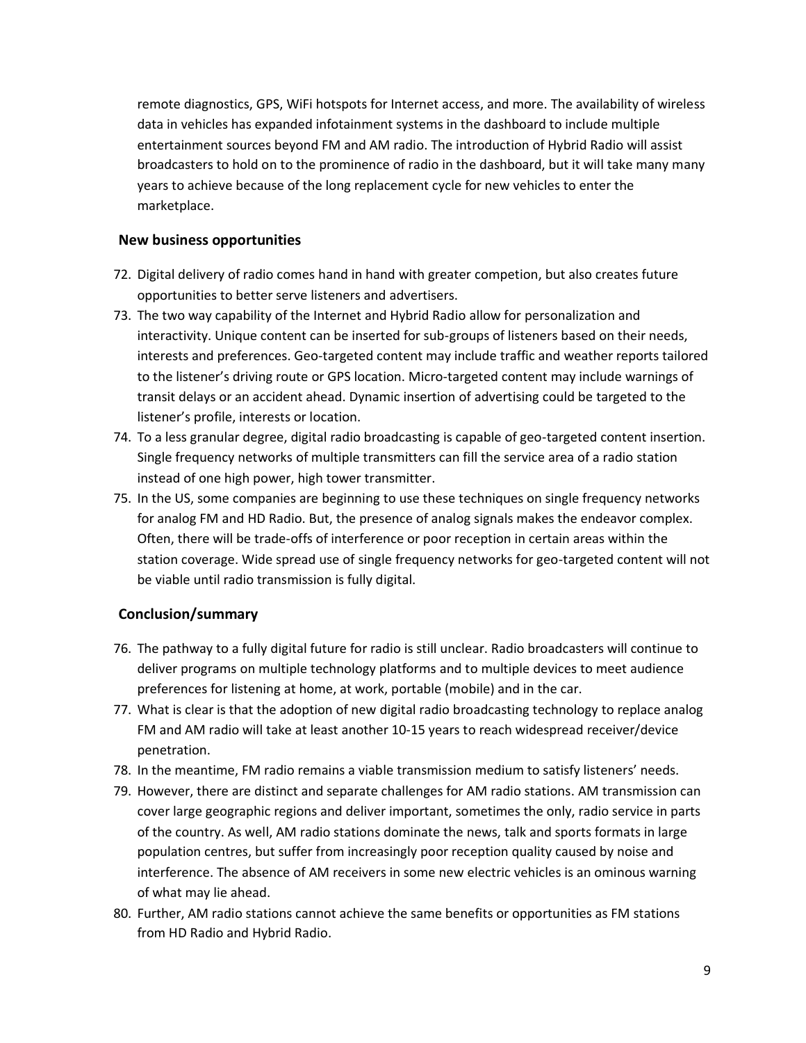remote diagnostics, GPS, WiFi hotspots for Internet access, and more. The availability of wireless data in vehicles has expanded infotainment systems in the dashboard to include multiple entertainment sources beyond FM and AM radio. The introduction of Hybrid Radio will assist broadcasters to hold on to the prominence of radio in the dashboard, but it will take many many years to achieve because of the long replacement cycle for new vehicles to enter the marketplace.

### New business opportunities

72. Digital delivery of radio comes hand in hand with greater competion, but also creates future opportunities to better serve listeners and advertisers.
73. The two way capability of the Internet and Hybrid Radio allow for personalization and interactivity. Unique content can be inserted for sub-groups of listeners based on their needs, interests and preferences. Geo-targeted content may include traffic and weather reports tailored to the listener's driving route or GPS location. Micro-targeted content may include warnings of transit delays or an accident ahead. Dynamic insertion of advertising could be targeted to the listener's profile, interests or location.
74. To a less granular degree, digital radio broadcasting is capable of geo-targeted content insertion. Single frequency networks of multiple transmitters can fill the service area of a radio station instead of one high power, high tower transmitter.
75. In the US, some companies are beginning to use these techniques on single frequency networks for analog FM and HD Radio. But, the presence of analog signals makes the endeavor complex. Often, there will be trade-offs of interference or poor reception in certain areas within the station coverage. Wide spread use of single frequency networks for geo-targeted content will not be viable until radio transmission is fully digital.

### Conclusion/summary

76. The pathway to a fully digital future for radio is still unclear. Radio broadcasters will continue to deliver programs on multiple technology platforms and to multiple devices to meet audience preferences for listening at home, at work, portable (mobile) and in the car.
77. What is clear is that the adoption of new digital radio broadcasting technology to replace analog FM and AM radio will take at least another 10-15 years to reach widespread receiver/device penetration.
78. In the meantime, FM radio remains a viable transmission medium to satisfy listeners' needs.
79. However, there are distinct and separate challenges for AM radio stations. AM transmission can cover large geographic regions and deliver important, sometimes the only, radio service in parts of the country. As well, AM radio stations dominate the news, talk and sports formats in large population centres, but suffer from increasingly poor reception quality caused by noise and interference. The absence of AM receivers in some new electric vehicles is an ominous warning of what may lie ahead.
80. Further, AM radio stations cannot achieve the same benefits or opportunities as FM stations from HD Radio and Hybrid Radio.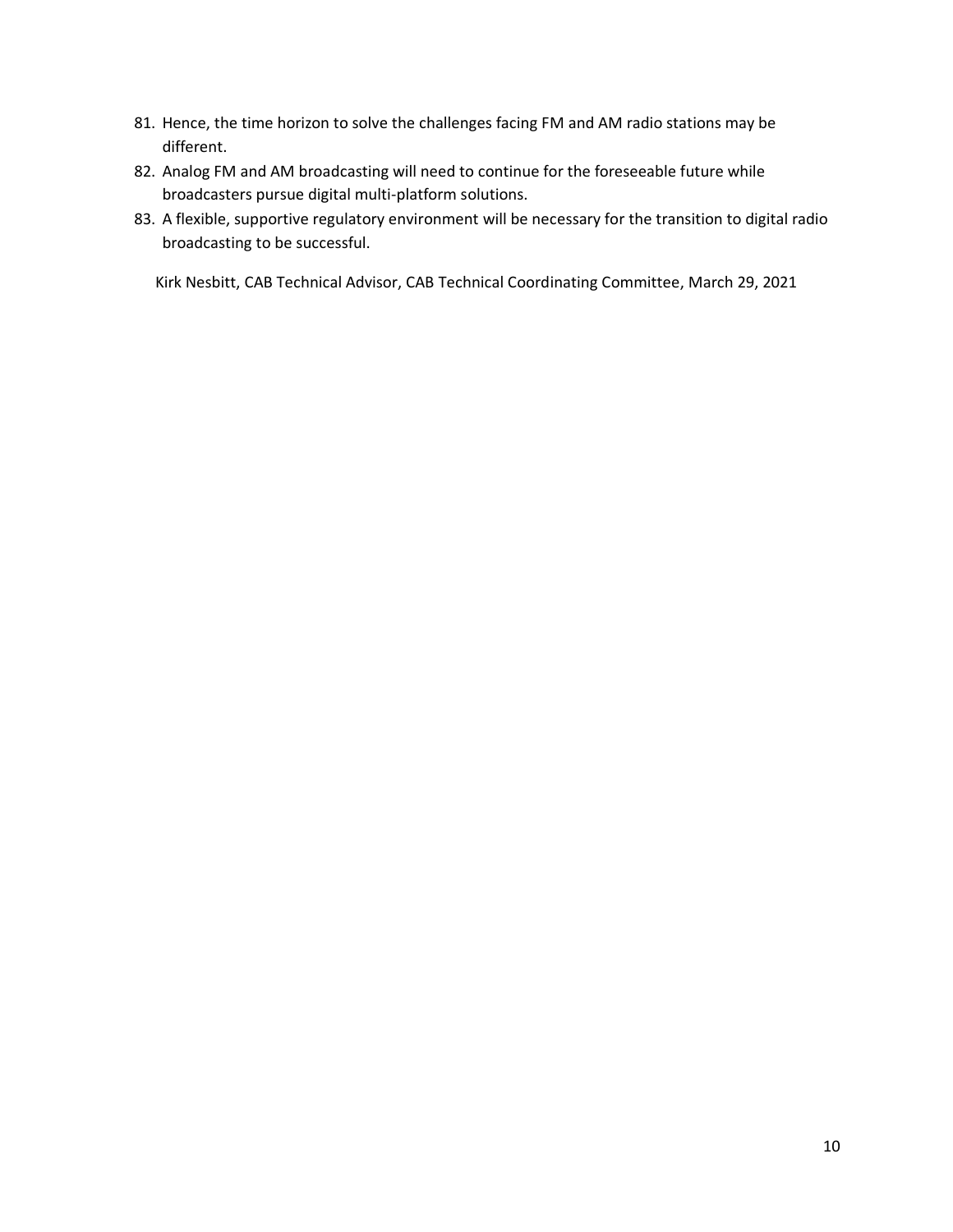81. Hence, the time horizon to solve the challenges facing FM and AM radio stations may be different.
82. Analog FM and AM broadcasting will need to continue for the foreseeable future while broadcasters pursue digital multi-platform solutions.
83. A flexible, supportive regulatory environment will be necessary for the transition to digital radio broadcasting to be successful.

Kirk Nesbitt, CAB Technical Advisor, CAB Technical Coordinating Committee, March 29, 2021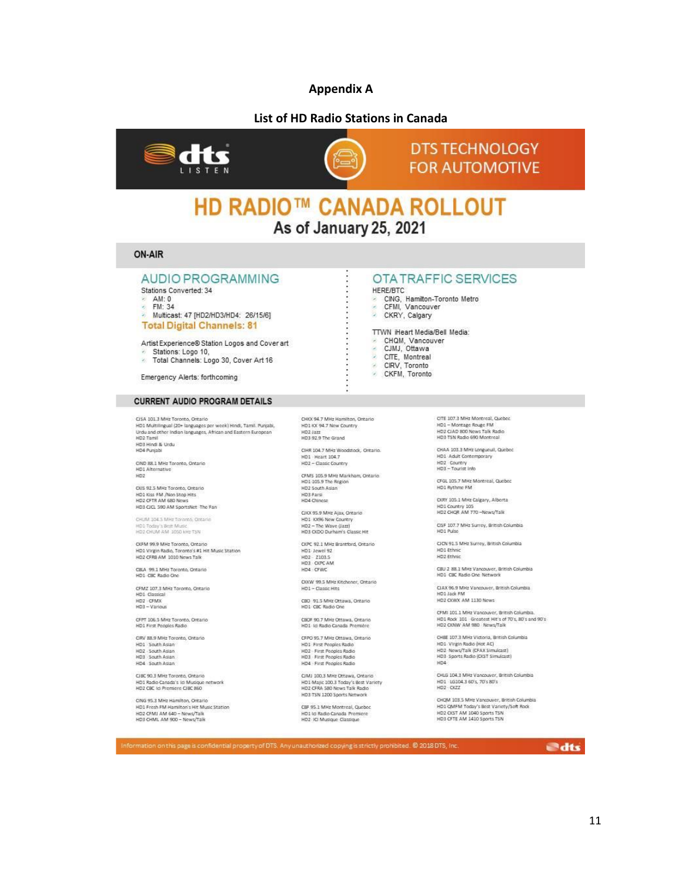# Appendix A

## List of HD Radio Stations in Canada

DTS TECHNOLOGY FOR AUTOMOTIVE

# HD RADIO™ CANADA ROLLOUT

As of January 25, 2021

## ON-AIR

### AUDIO PROGRAMMING

Stations Converted: 34

- AM: 0
- FM: 34
- Multicast: 47 [HD2/HD3/HD4: 26/15/6]

**Total Digital Channels: 81**

Artist Experience® Station Logos and Cover art

- Stations: Logo 10,
- Total Channels: Logo 30, Cover Art 16

Emergency Alerts: forthcoming

### OTA TRAFFIC SERVICES

HERE/BTC

- CING, Hamilton-Toronto Metro
- CFMI, Vancouver
- CKRY, Calgary

TTWN iHeart Media/Bell Media:

- CHQM, Vancouver
- CJMJ, Ottawa
- CITE, Montreal
- CIRV, Toronto
- CKFM, Toronto

## CURRENT AUDIO PROGRAM DETAILS

CJSA 101.3 MHz Toronto, Ontario
HD1 Multilingual (20+ languages per week) Hindi, Tamil, Punjabi, Urdu and other Indian languages, African and Eastern European
HD2 Tamil
HD3 Hindi & Urdu
HD4 Punjabi

CIND 88.1 MHz Toronto, Ontario
HD1 Alternative
HD2

CKIS 92.5 MHz Toronto, Ontario
HD1 Kiss FM /Non Stop Hits
HD2 CFTR AM 680 News
HD3 CJCL 590 AM SportsNet The Fan

CHUM 104.5 MHz Toronto, Ontario
HD1 Today's Best Music
HD2 CHUM AM 1050 kHz TSN

CKFM 99.9 MHz Toronto, Ontario
HD1 Virgin Radio, Toronto's #1 Hit Music Station
HD2 CFRB AM 1010 News Talk

CBLA 99.1 MHz Toronto, Ontario
HD1 CBC Radio One

CFMZ 107.3 MHz Toronto, Ontario
HD1 Classical
HD2 CFMX
HD3 – Various

CFPT 106.5 MHz Toronto, Ontario
HD1 First Peoples Radio

CIRV 88.9 MHz Toronto, Ontario
HD1 South Asian
HD2 South Asian
HD3 South Asian
HD4 South Asian

CJBC 90.3 MHz Toronto, Ontario
HD1 Radio Canada's Ici Musique network
HD2 CBC Ici Premiere CJBC 860

CING 95.3 MHz Hamilton, Ontario
HD1 Fresh FM Hamilton's Hit Music Station
HD2 CFMJ AM 640 – News/Talk
HD3 CHML AM 900 – News/Talk

CHKX 94.7 MHz Hamilton, Ontario
HD1 KX 94.7 New Country
HD2 Jazz
HD3 92.9 The Grand

CIHR 104.7 MHz Woodstock, Ontario
HD1 Heart 104.7
HD2 – Classic Country

CFMS 105.9 MHz Markham, Ontario
HD1 105.9 The Region
HD2 South Asian
HD3 Farsi
HD4 Chinese

CJKX 95.9 MHz Ajax, Ontario
HD1 KX96 New Country
HD2 – The Wave (Jazz)
HD3 CKDO Durham's Classic Hit

CKPC 92.1 MHz Brantford, Ontario
HD1 Jewel 92
HD2 Z103.5
HD3 CKPC AM
HD4 CFWC

CKKW 99.5 MHz Kitchener, Ontario
HD1 – Classic Hits

CBO 91.5 MHz Ottawa, Ontario
HD1 CBC Radio One

CBOF 90.7 MHz Ottawa, Ontario
HD1 Ici Radio Canada Première

CFPO 95.7 MHz Ottawa, Ontario
HD1 First Peoples Radio
HD2 First Peoples Radio
HD3 First Peoples Radio
HD4 First Peoples Radio

CJMJ 100.3 MHz Ottawa, Ontario
HD1 Majic 100.3 Today's Best Variety
HD2 CFRA 580 News Talk Radio
HD3 TSN 1200 Sports Network

CBF 95.1 MHz Montreal, Quebec
HD1 Ici Radio Canada Premiere
HD2 ICI Musique Classique

CITE 107.3 MHz Montreal, Quebec
HD1 – Montage Rouge FM
HD2 CJAD 800 News Talk Radio
HD3 TSN Radio 690 Montreal

CHAA 103.3 MHz Longueuil, Quebec
HD1 Adult Contemporary
HD2 Country
HD3 – Tourist Info

CFGL 105.7 MHz Montreal, Quebec
HD1 Rythme FM

CKRY 105.1 MHz Calgary, Alberta
HD1 Country 105
HD2 CHQR AM 770 –News/Talk

CISF 107.7 MHz Surrey, British Columbia
HD1 Pulse

CJCN 91.5 MHz Surrey, British Columbia
HD1 Ethnic
HD2 Ethnic

CBU 2 88.1 MHz Vancouver, British Columbia
HD1 CBC Radio One Network

CJAX 96.9 MHz Vancouver, British Columbia
HD1 Jack FM
HD2 CKWX AM 1130 News

CFMI 101.1 MHz Vancouver, British Columbia
HD1 Rock 101 Greatest Hit's of 70's, 80's and 90's
HD2 CKNW AM 980 News/Talk

CHBE 107.3 MHz Victoria, British Columbia
HD1 Virgin Radio (Hot AC)
HD2 News/Talk (CFAX Simulcast)
HD3 Sports Radio (CKST Simulcast)
HD4

CHLG 104.3 MHz Vancouver, British Columbia
HD1 LG104.3 60's, 70's 80's
HD2 CKZZ

CHQM 103.5 MHz Vancouver, British Columbia
HD1 QMFM Today's Best Variety/Soft Rock
HD2 CKST AM 1040 Sports TSN
HD3 CFTE AM 1410 Sports TSN

Information on this page is confidential property of DTS. Any unauthorized copying is strictly prohibited. © 2018 DTS, Inc.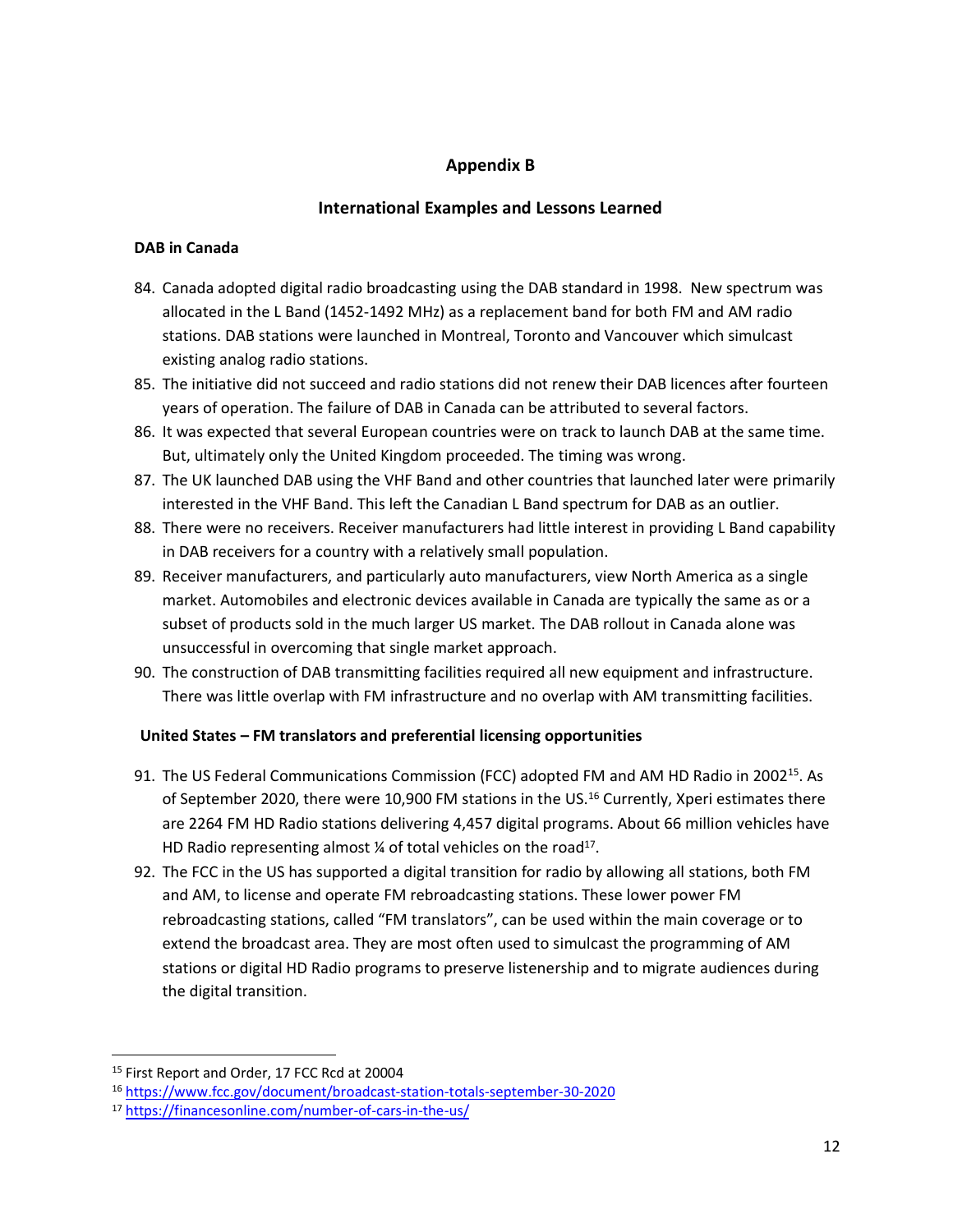## Appendix B

## International Examples and Lessons Learned

### DAB in Canada

84. Canada adopted digital radio broadcasting using the DAB standard in 1998. New spectrum was allocated in the L Band (1452-1492 MHz) as a replacement band for both FM and AM radio stations. DAB stations were launched in Montreal, Toronto and Vancouver which simulcast existing analog radio stations.
85. The initiative did not succeed and radio stations did not renew their DAB licences after fourteen years of operation. The failure of DAB in Canada can be attributed to several factors.
86. It was expected that several European countries were on track to launch DAB at the same time. But, ultimately only the United Kingdom proceeded. The timing was wrong.
87. The UK launched DAB using the VHF Band and other countries that launched later were primarily interested in the VHF Band. This left the Canadian L Band spectrum for DAB as an outlier.
88. There were no receivers. Receiver manufacturers had little interest in providing L Band capability in DAB receivers for a country with a relatively small population.
89. Receiver manufacturers, and particularly auto manufacturers, view North America as a single market. Automobiles and electronic devices available in Canada are typically the same as or a subset of products sold in the much larger US market. The DAB rollout in Canada alone was unsuccessful in overcoming that single market approach.
90. The construction of DAB transmitting facilities required all new equipment and infrastructure. There was little overlap with FM infrastructure and no overlap with AM transmitting facilities.

### United States – FM translators and preferential licensing opportunities

91. The US Federal Communications Commission (FCC) adopted FM and AM HD Radio in 2002[15]. As of September 2020, there were 10,900 FM stations in the US.[16] Currently, Xperi estimates there are 2264 FM HD Radio stations delivering 4,457 digital programs. About 66 million vehicles have HD Radio representing almost ¼ of total vehicles on the road[17].
92. The FCC in the US has supported a digital transition for radio by allowing all stations, both FM and AM, to license and operate FM rebroadcasting stations. These lower power FM rebroadcasting stations, called "FM translators", can be used within the main coverage or to extend the broadcast area. They are most often used to simulcast the programming of AM stations or digital HD Radio programs to preserve listenership and to migrate audiences during the digital transition.

---

[15] First Report and Order, 17 FCC Rcd at 20004

[16] https://www.fcc.gov/document/broadcast-station-totals-september-30-2020

[17] https://financesonline.com/number-of-cars-in-the-us/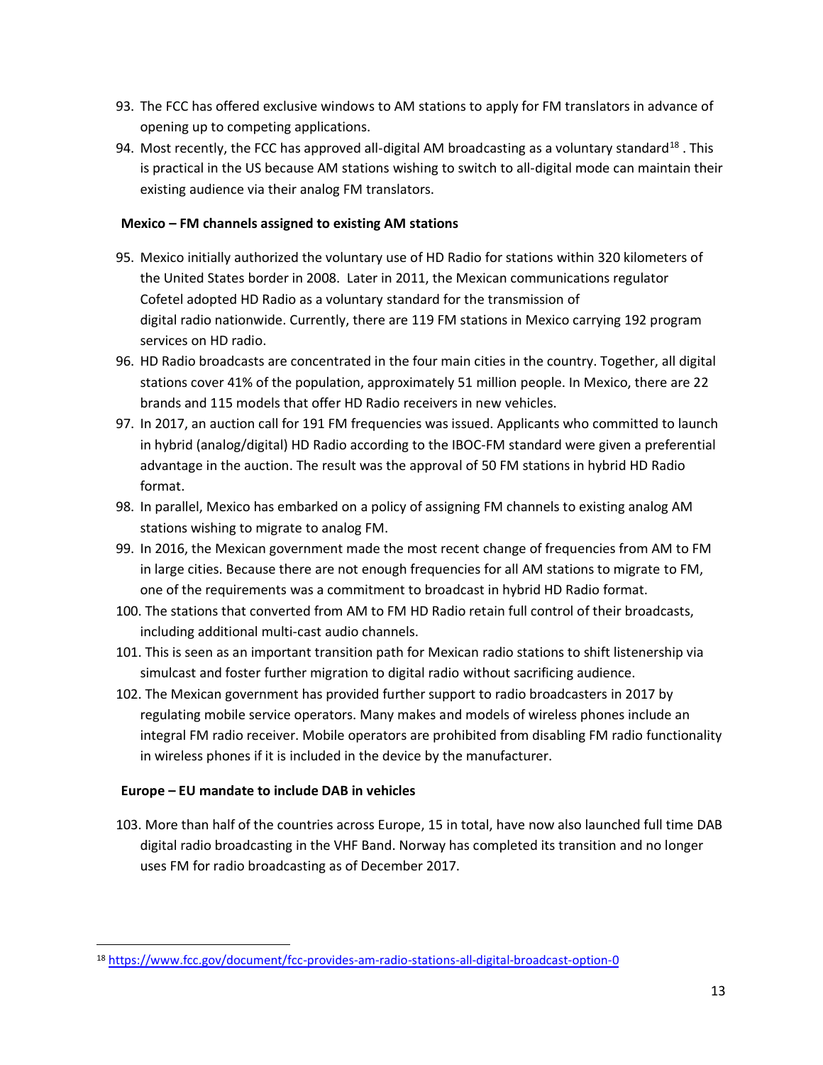93. The FCC has offered exclusive windows to AM stations to apply for FM translators in advance of opening up to competing applications.
94. Most recently, the FCC has approved all-digital AM broadcasting as a voluntary standard[18] . This is practical in the US because AM stations wishing to switch to all-digital mode can maintain their existing audience via their analog FM translators.

**Mexico – FM channels assigned to existing AM stations**

95. Mexico initially authorized the voluntary use of HD Radio for stations within 320 kilometers of the United States border in 2008. Later in 2011, the Mexican communications regulator Cofetel adopted HD Radio as a voluntary standard for the transmission of digital radio nationwide. Currently, there are 119 FM stations in Mexico carrying 192 program services on HD radio.
96. HD Radio broadcasts are concentrated in the four main cities in the country. Together, all digital stations cover 41% of the population, approximately 51 million people. In Mexico, there are 22 brands and 115 models that offer HD Radio receivers in new vehicles.
97. In 2017, an auction call for 191 FM frequencies was issued. Applicants who committed to launch in hybrid (analog/digital) HD Radio according to the IBOC-FM standard were given a preferential advantage in the auction. The result was the approval of 50 FM stations in hybrid HD Radio format.
98. In parallel, Mexico has embarked on a policy of assigning FM channels to existing analog AM stations wishing to migrate to analog FM.
99. In 2016, the Mexican government made the most recent change of frequencies from AM to FM in large cities. Because there are not enough frequencies for all AM stations to migrate to FM, one of the requirements was a commitment to broadcast in hybrid HD Radio format.
100. The stations that converted from AM to FM HD Radio retain full control of their broadcasts, including additional multi-cast audio channels.
101. This is seen as an important transition path for Mexican radio stations to shift listenership via simulcast and foster further migration to digital radio without sacrificing audience.
102. The Mexican government has provided further support to radio broadcasters in 2017 by regulating mobile service operators. Many makes and models of wireless phones include an integral FM radio receiver. Mobile operators are prohibited from disabling FM radio functionality in wireless phones if it is included in the device by the manufacturer.

**Europe – EU mandate to include DAB in vehicles**

103. More than half of the countries across Europe, 15 in total, have now also launched full time DAB digital radio broadcasting in the VHF Band. Norway has completed its transition and no longer uses FM for radio broadcasting as of December 2017.

[18] https://www.fcc.gov/document/fcc-provides-am-radio-stations-all-digital-broadcast-option-0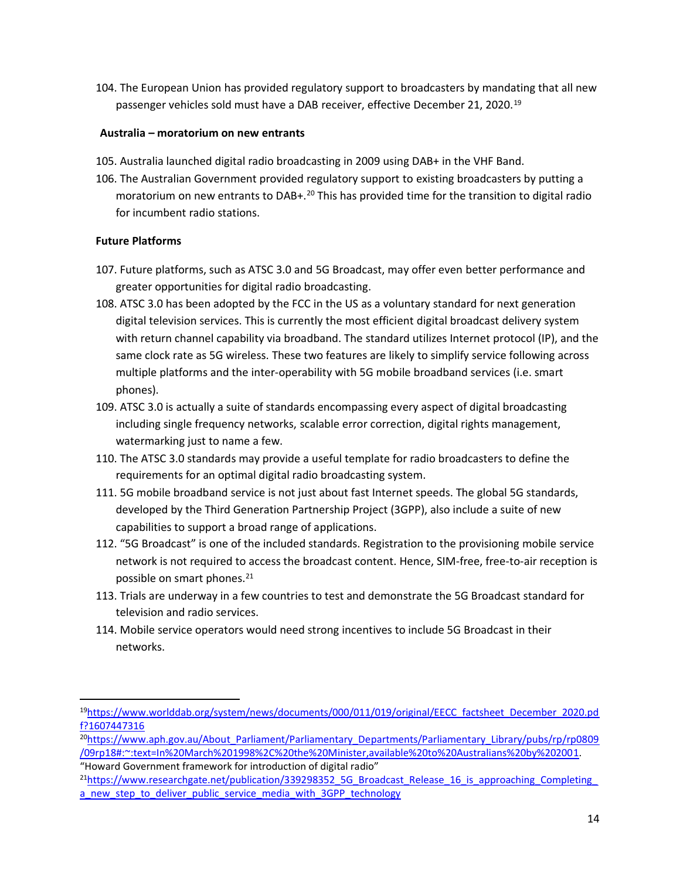104. The European Union has provided regulatory support to broadcasters by mandating that all new passenger vehicles sold must have a DAB receiver, effective December 21, 2020.[19]

**Australia – moratorium on new entrants**

105. Australia launched digital radio broadcasting in 2009 using DAB+ in the VHF Band.
106. The Australian Government provided regulatory support to existing broadcasters by putting a moratorium on new entrants to DAB+.[20] This has provided time for the transition to digital radio for incumbent radio stations.

**Future Platforms**

107. Future platforms, such as ATSC 3.0 and 5G Broadcast, may offer even better performance and greater opportunities for digital radio broadcasting.
108. ATSC 3.0 has been adopted by the FCC in the US as a voluntary standard for next generation digital television services. This is currently the most efficient digital broadcast delivery system with return channel capability via broadband. The standard utilizes Internet protocol (IP), and the same clock rate as 5G wireless. These two features are likely to simplify service following across multiple platforms and the inter-operability with 5G mobile broadband services (i.e. smart phones).
109. ATSC 3.0 is actually a suite of standards encompassing every aspect of digital broadcasting including single frequency networks, scalable error correction, digital rights management, watermarking just to name a few.
110. The ATSC 3.0 standards may provide a useful template for radio broadcasters to define the requirements for an optimal digital radio broadcasting system.
111. 5G mobile broadband service is not just about fast Internet speeds. The global 5G standards, developed by the Third Generation Partnership Project (3GPP), also include a suite of new capabilities to support a broad range of applications.
112. "5G Broadcast" is one of the included standards. Registration to the provisioning mobile service network is not required to access the broadcast content. Hence, SIM-free, free-to-air reception is possible on smart phones.[21]
113. Trials are underway in a few countries to test and demonstrate the 5G Broadcast standard for television and radio services.
114. Mobile service operators would need strong incentives to include 5G Broadcast in their networks.

---

[19] https://www.worlddab.org/system/news/documents/000/011/019/original/EECC_factsheet_December_2020.pdf?1607447316

[20] https://www.aph.gov.au/About_Parliament/Parliamentary_Departments/Parliamentary_Library/pubs/rp/rp0809/09rp18#:~:text=In%20March%201998%2C%20the%20Minister,available%20to%20Australians%20by%202001. "Howard Government framework for introduction of digital radio"

[21] https://www.researchgate.net/publication/339298352_5G_Broadcast_Release_16_is_approaching_Completing_a_new_step_to_deliver_public_service_media_with_3GPP_technology